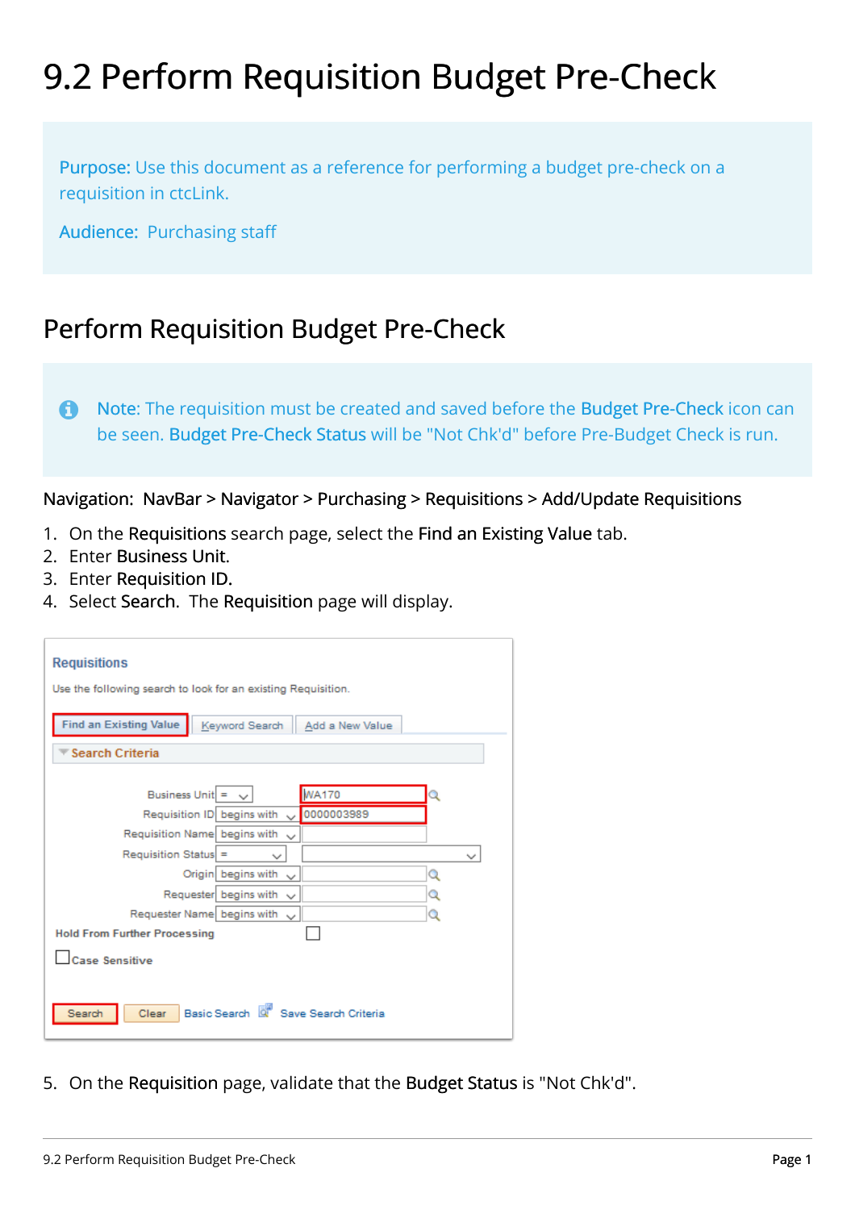# 9.2 Perform Requisition Budget Pre-Check

**Purpose:** Use this document as a reference for performing a budget pre-check on a requisition in ctcLink.

**Audience:** Purchasing staff

## Perform Requisition Budget Pre-Check

> **Note:** The requisition must be created and saved before the **Budget Pre-Check** icon can be seen. **Budget Pre-Check Status** will be "Not Chk'd" before Pre-Budget Check is run.

Navigation: NavBar > Navigator > Purchasing > Requisitions > Add/Update Requisitions

1. On the **Requisitions** search page, select the **Find an Existing Value** tab.
2. Enter **Business Unit**.
3. Enter **Requisition ID**.
4. Select **Search**. The **Requisition** page will display.

5. On the **Requisition** page, validate that the **Budget Status** is "Not Chk'd".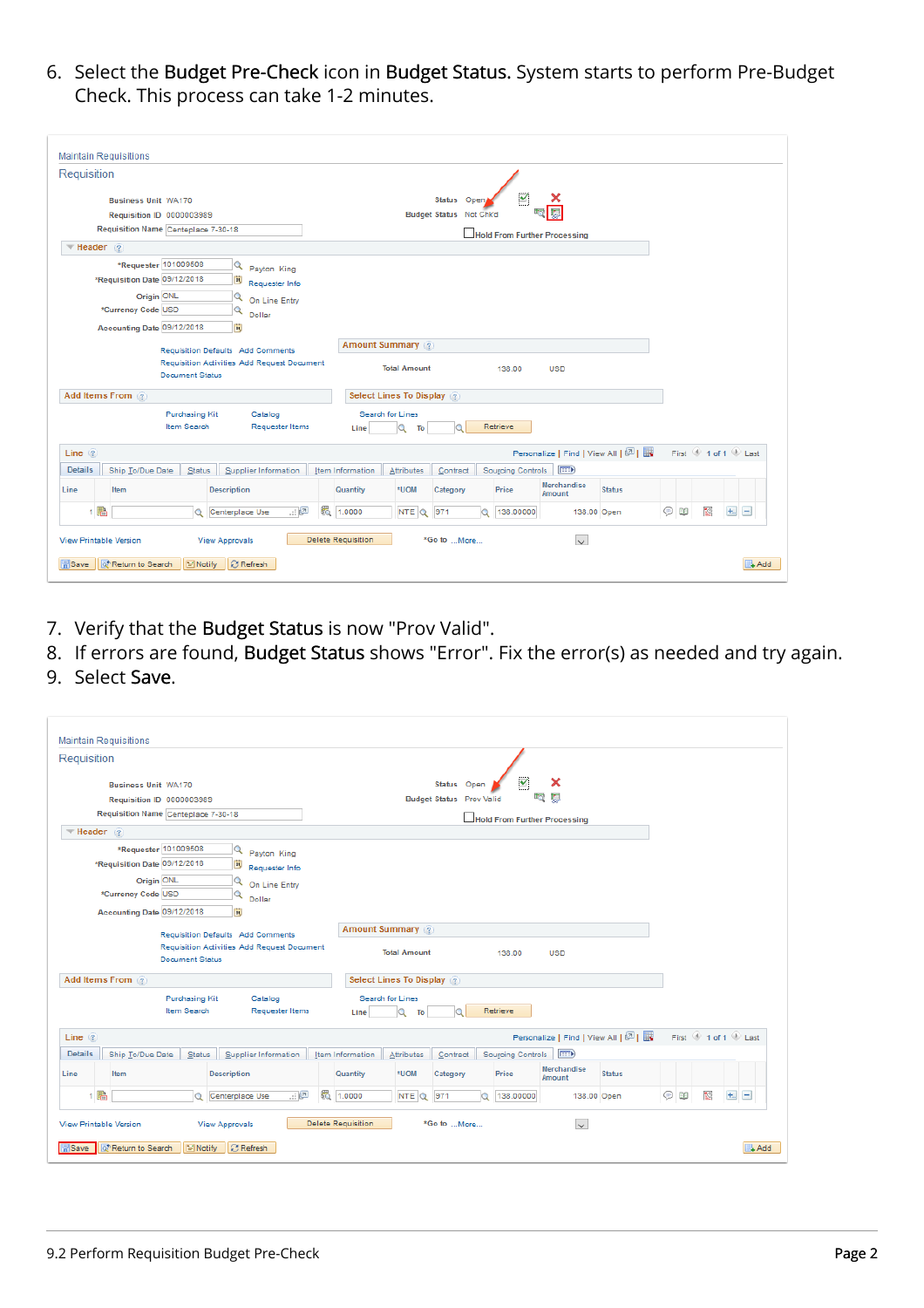6. Select the **Budget Pre-Check** icon in **Budget Status.** System starts to perform Pre-Budget Check. This process can take 1-2 minutes.

7. Verify that the **Budget Status** is now "Prov Valid".
8. If errors are found, **Budget Status** shows "Error". Fix the error(s) as needed and try again.
9. Select **Save**.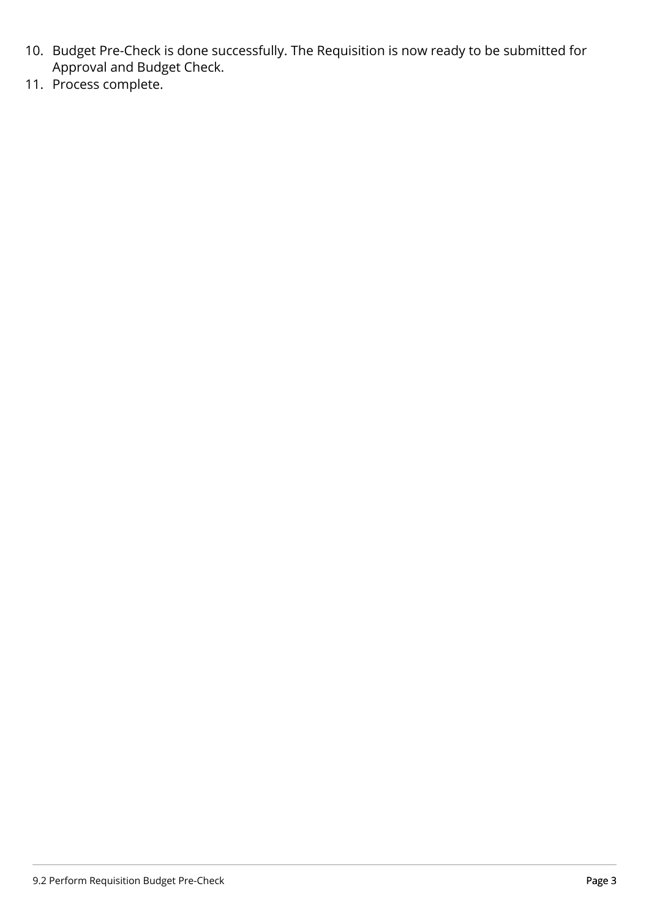10. Budget Pre-Check is done successfully. The Requisition is now ready to be submitted for Approval and Budget Check.
11. Process complete.